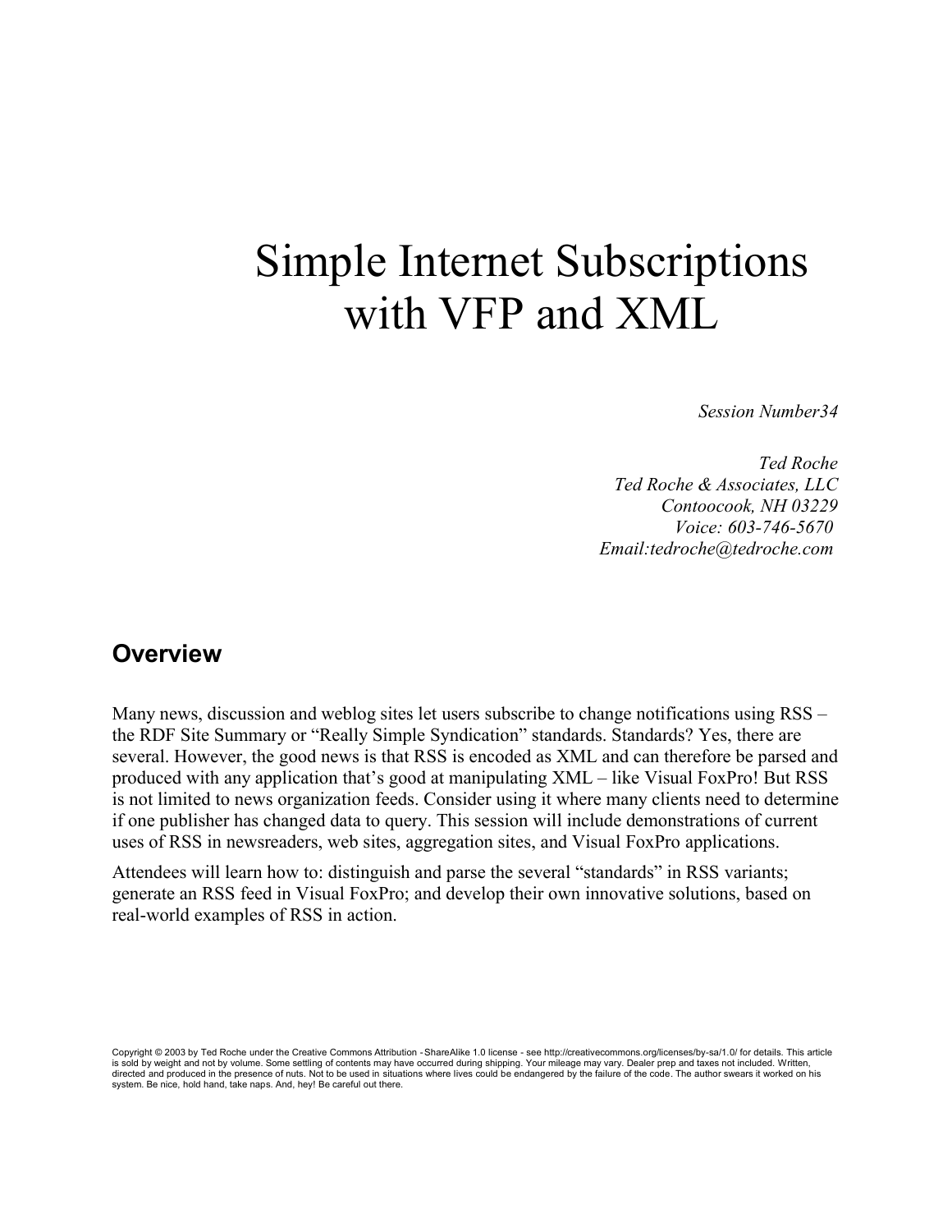# Simple Internet Subscriptions with VFP and XML

*Session Number34*

*Ted Roche*
*Ted Roche & Associates, LLC*
*Contoocook, NH 03229*
*Voice: 603-746-5670*
*Email:tedroche@tedroche.com*

## Overview

Many news, discussion and weblog sites let users subscribe to change notifications using RSS – the RDF Site Summary or "Really Simple Syndication" standards. Standards? Yes, there are several. However, the good news is that RSS is encoded as XML and can therefore be parsed and produced with any application that's good at manipulating XML – like Visual FoxPro! But RSS is not limited to news organization feeds. Consider using it where many clients need to determine if one publisher has changed data to query. This session will include demonstrations of current uses of RSS in newsreaders, web sites, aggregation sites, and Visual FoxPro applications.

Attendees will learn how to: distinguish and parse the several "standards" in RSS variants; generate an RSS feed in Visual FoxPro; and develop their own innovative solutions, based on real-world examples of RSS in action.

Copyright © 2003 by Ted Roche under the Creative Commons Attribution -ShareAlike 1.0 license - see http://creativecommons.org/licenses/by-sa/1.0/ for details. This article is sold by weight and not by volume. Some settling of contents may have occurred during shipping. Your mileage may vary. Dealer prep and taxes not included. Written, directed and produced in the presence of nuts. Not to be used in situations where lives could be endangered by the failure of the code. The author swears it worked on his system. Be nice, hold hand, take naps. And, hey! Be careful out there.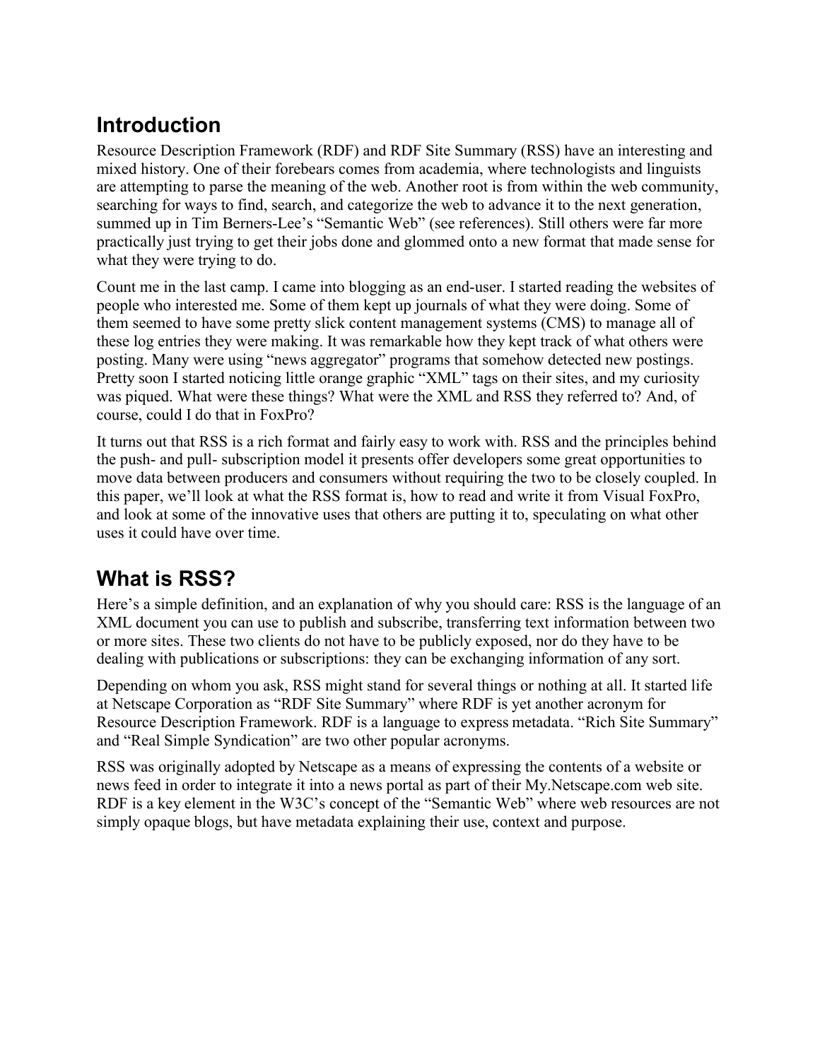## Introduction

Resource Description Framework (RDF) and RDF Site Summary (RSS) have an interesting and mixed history. One of their forebears comes from academia, where technologists and linguists are attempting to parse the meaning of the web. Another root is from within the web community, searching for ways to find, search, and categorize the web to advance it to the next generation, summed up in Tim Berners-Lee's "Semantic Web" (see references). Still others were far more practically just trying to get their jobs done and glommed onto a new format that made sense for what they were trying to do.

Count me in the last camp. I came into blogging as an end-user. I started reading the websites of people who interested me. Some of them kept up journals of what they were doing. Some of them seemed to have some pretty slick content management systems (CMS) to manage all of these log entries they were making. It was remarkable how they kept track of what others were posting. Many were using "news aggregator" programs that somehow detected new postings. Pretty soon I started noticing little orange graphic "XML" tags on their sites, and my curiosity was piqued. What were these things? What were the XML and RSS they referred to? And, of course, could I do that in FoxPro?

It turns out that RSS is a rich format and fairly easy to work with. RSS and the principles behind the push- and pull- subscription model it presents offer developers some great opportunities to move data between producers and consumers without requiring the two to be closely coupled. In this paper, we'll look at what the RSS format is, how to read and write it from Visual FoxPro, and look at some of the innovative uses that others are putting it to, speculating on what other uses it could have over time.

## What is RSS?

Here's a simple definition, and an explanation of why you should care: RSS is the language of an XML document you can use to publish and subscribe, transferring text information between two or more sites. These two clients do not have to be publicly exposed, nor do they have to be dealing with publications or subscriptions: they can be exchanging information of any sort.

Depending on whom you ask, RSS might stand for several things or nothing at all. It started life at Netscape Corporation as "RDF Site Summary" where RDF is yet another acronym for Resource Description Framework. RDF is a language to express metadata. "Rich Site Summary" and "Real Simple Syndication" are two other popular acronyms.

RSS was originally adopted by Netscape as a means of expressing the contents of a website or news feed in order to integrate it into a news portal as part of their My.Netscape.com web site. RDF is a key element in the W3C's concept of the "Semantic Web" where web resources are not simply opaque blogs, but have metadata explaining their use, context and purpose.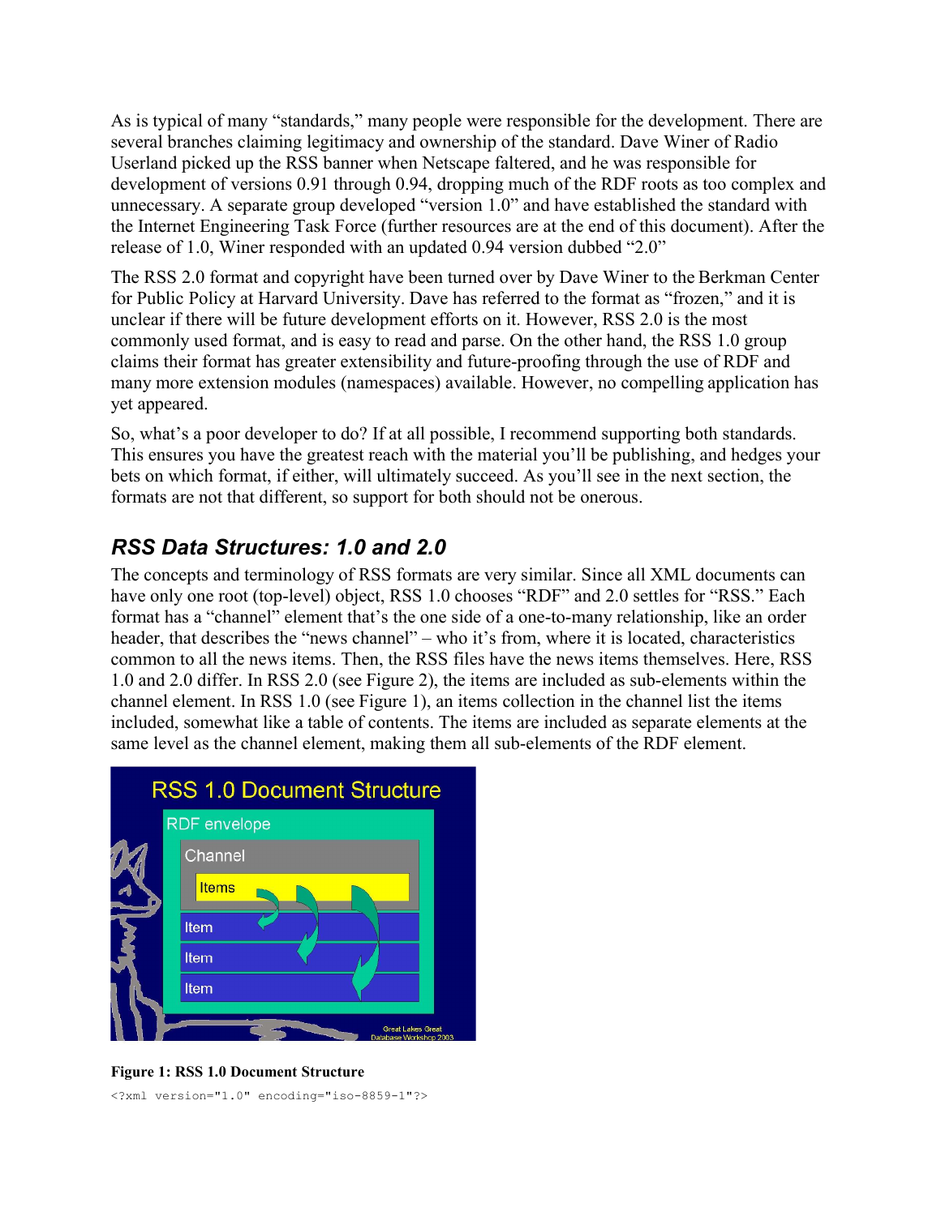As is typical of many "standards," many people were responsible for the development. There are several branches claiming legitimacy and ownership of the standard. Dave Winer of Radio Userland picked up the RSS banner when Netscape faltered, and he was responsible for development of versions 0.91 through 0.94, dropping much of the RDF roots as too complex and unnecessary. A separate group developed "version 1.0" and have established the standard with the Internet Engineering Task Force (further resources are at the end of this document). After the release of 1.0, Winer responded with an updated 0.94 version dubbed "2.0"

The RSS 2.0 format and copyright have been turned over by Dave Winer to the Berkman Center for Public Policy at Harvard University. Dave has referred to the format as "frozen," and it is unclear if there will be future development efforts on it. However, RSS 2.0 is the most commonly used format, and is easy to read and parse. On the other hand, the RSS 1.0 group claims their format has greater extensibility and future-proofing through the use of RDF and many more extension modules (namespaces) available. However, no compelling application has yet appeared.

So, what's a poor developer to do? If at all possible, I recommend supporting both standards. This ensures you have the greatest reach with the material you'll be publishing, and hedges your bets on which format, if either, will ultimately succeed. As you'll see in the next section, the formats are not that different, so support for both should not be onerous.

## *RSS Data Structures: 1.0 and 2.0*

The concepts and terminology of RSS formats are very similar. Since all XML documents can have only one root (top-level) object, RSS 1.0 chooses "RDF" and 2.0 settles for "RSS." Each format has a "channel" element that's the one side of a one-to-many relationship, like an order header, that describes the "news channel" – who it's from, where it is located, characteristics common to all the news items. Then, the RSS files have the news items themselves. Here, RSS 1.0 and 2.0 differ. In RSS 2.0 (see Figure 2), the items are included as sub-elements within the channel element. In RSS 1.0 (see Figure 1), an items collection in the channel list the items included, somewhat like a table of contents. The items are included as separate elements at the same level as the channel element, making them all sub-elements of the RDF element.

**Figure 1: RSS 1.0 Document Structure**

```
<?xml version="1.0" encoding="iso-8859-1"?>
```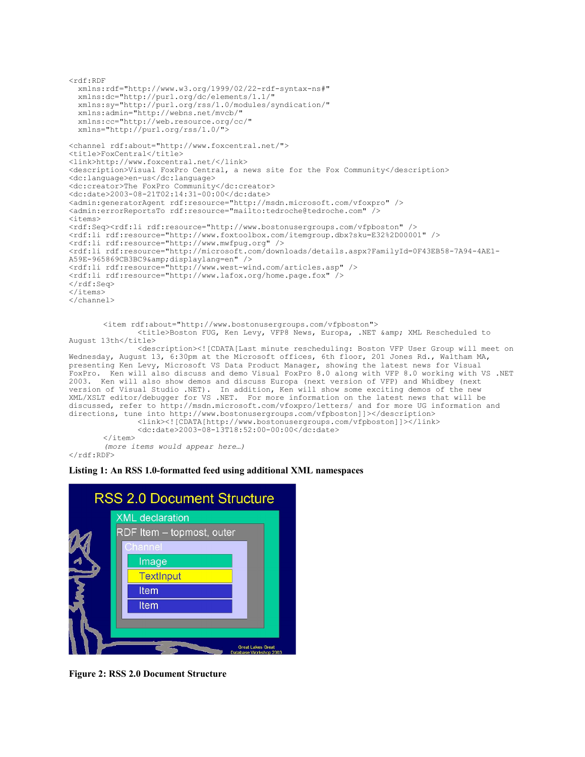```
<rdf:RDF
  xmlns:rdf="http://www.w3.org/1999/02/22-rdf-syntax-ns#"
  xmlns:dc="http://purl.org/dc/elements/1.1/"
  xmlns:sy="http://purl.org/rss/1.0/modules/syndication/"
  xmlns:admin="http://webns.net/mvcb/"
  xmlns:cc="http://web.resource.org/cc/"
  xmlns="http://purl.org/rss/1.0/">

<channel rdf:about="http://www.foxcentral.net/">
<title>FoxCentral</title>
<link>http://www.foxcentral.net/</link>
<description>Visual FoxPro Central, a news site for the Fox Community</description>
<dc:language>en-us</dc:language>
<dc:creator>The FoxPro Community</dc:creator>
<dc:date>2003-08-21T02:14:31-00:00</dc:date>
<admin:generatorAgent rdf:resource="http://msdn.microsoft.com/vfoxpro" />
<admin:errorReportsTo rdf:resource="mailto:tedroche@tedroche.com" />
<items>
<rdf:Seq><rdf:li rdf:resource="http://www.bostonusergroups.com/vfpboston" />
<rdf:li rdf:resource="http://www.foxtoolbox.com/itemgroup.dbx?sku=E32%2D00001" />
<rdf:li rdf:resource="http://www.mwfpug.org" />
<rdf:li rdf:resource="http://microsoft.com/downloads/details.aspx?FamilyId=0F43EB58-7A94-4AE1-
A59E-965869CB3BC9&amp;displaylang=en" />
<rdf:li rdf:resource="http://www.west-wind.com/articles.asp" />
<rdf:li rdf:resource="http://www.lafox.org/home.page.fox" />
</rdf:Seq>
</items>
</channel>


        <item rdf:about="http://www.bostonusergroups.com/vfpboston">
                <title>Boston FUG, Ken Levy, VFP8 News, Europa, .NET &amp; XML Rescheduled to
August 13th</title>
                <description><![CDATA[Last minute rescheduling: Boston VFP User Group will meet on
Wednesday, August 13, 6:30pm at the Microsoft offices, 6th floor, 201 Jones Rd., Waltham MA,
presenting Ken Levy, Microsoft VS Data Product Manager, showing the latest news for Visual
FoxPro.  Ken will also discuss and demo Visual FoxPro 8.0 along with VFP 8.0 working with VS .NET
2003.  Ken will also show demos and discuss Europa (next version of VFP) and Whidbey (next
version of Visual Studio .NET).  In addition, Ken will show some exciting demos of the new
XML/XSLT editor/debugger for VS .NET.  For more information on the latest news that will be
discussed, refer to http://msdn.microsoft.com/vfoxpro/letters/ and for more UG information and
directions, tune into http://www.bostonusergroups.com/vfpboston]]></description>
                <link><![CDATA[http://www.bostonusergroups.com/vfpboston]]></link>
                <dc:date>2003-08-13T18:52:00-00:00</dc:date>
        </item>
        (more items would appear here…)
</rdf:RDF>
```

**Listing 1: An RSS 1.0-formatted feed using additional XML namespaces**

**Figure 2: RSS 2.0 Document Structure**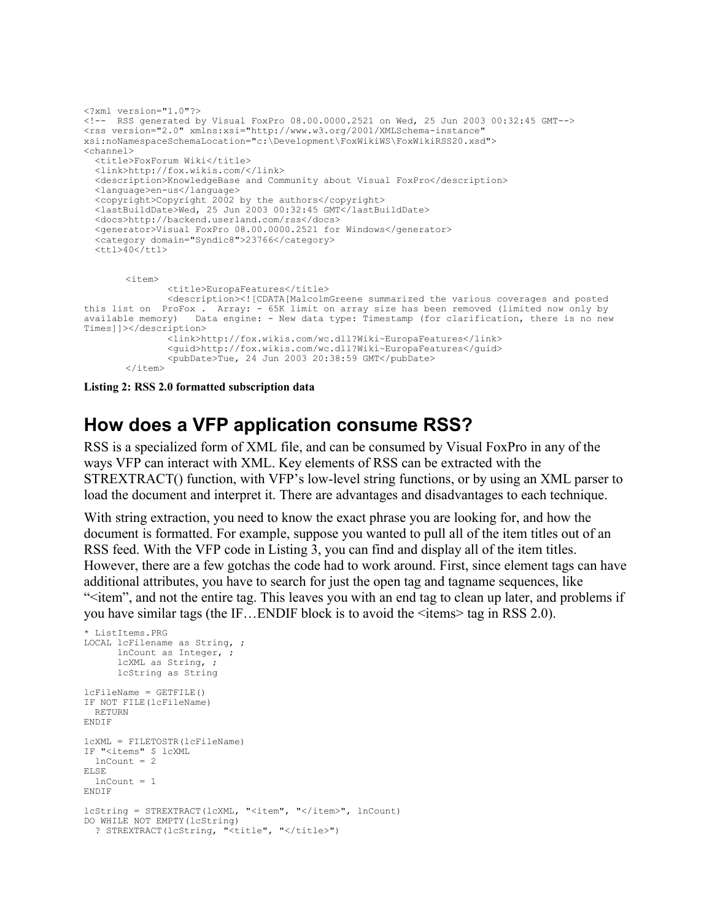```
<?xml version="1.0"?>
<!--  RSS generated by Visual FoxPro 08.00.0000.2521 on Wed, 25 Jun 2003 00:32:45 GMT-->
<rss version="2.0" xmlns:xsi="http://www.w3.org/2001/XMLSchema-instance"
xsi:noNamespaceSchemaLocation="c:\Development\FoxWikiWS\FoxWikiRSS20.xsd">
<channel>
  <title>FoxForum Wiki</title>
  <link>http://fox.wikis.com/</link>
  <description>KnowledgeBase and Community about Visual FoxPro</description>
  <language>en-us</language>
  <copyright>Copyright 2002 by the authors</copyright>
  <lastBuildDate>Wed, 25 Jun 2003 00:32:45 GMT</lastBuildDate>
  <docs>http://backend.userland.com/rss</docs>
  <generator>Visual FoxPro 08.00.0000.2521 for Windows</generator>
  <category domain="Syndic8">23766</category>
  <ttl>40</ttl>


       <item>
              <title>EuropaFeatures</title>
              <description><![CDATA[MalcolmGreene summarized the various coverages and posted
this list on  ProFox .  Array: - 65K limit on array size has been removed (limited now only by
available memory)   Data engine: - New data type: Timestamp (for clarification, there is no new
Times]]></description>
              <link>http://fox.wikis.com/wc.dll?Wiki~EuropaFeatures</link>
              <guid>http://fox.wikis.com/wc.dll?Wiki~EuropaFeatures</guid>
              <pubDate>Tue, 24 Jun 2003 20:38:59 GMT</pubDate>
       </item>
```

**Listing 2: RSS 2.0 formatted subscription data**

# How does a VFP application consume RSS?

RSS is a specialized form of XML file, and can be consumed by Visual FoxPro in any of the ways VFP can interact with XML. Key elements of RSS can be extracted with the STREXTRACT() function, with VFP's low-level string functions, or by using an XML parser to load the document and interpret it. There are advantages and disadvantages to each technique.

With string extraction, you need to know the exact phrase you are looking for, and how the document is formatted. For example, suppose you wanted to pull all of the item titles out of an RSS feed. With the VFP code in Listing 3, you can find and display all of the item titles. However, there are a few gotchas the code had to work around. First, since element tags can have additional attributes, you have to search for just the open tag and tagname sequences, like "<item", and not the entire tag. This leaves you with an end tag to clean up later, and problems if you have similar tags (the IF…ENDIF block is to avoid the <items> tag in RSS 2.0).

```
* ListItems.PRG
LOCAL lcFilename as String, ;
      lnCount as Integer, ;
      lcXML as String, ;
      lcString as String

lcFileName = GETFILE()
IF NOT FILE(lcFileName)
  RETURN
ENDIF

lcXML = FILETOSTR(lcFileName)
IF "<items" $ lcXML
  lnCount = 2
ELSE
  lnCount = 1
ENDIF

lcString = STREXTRACT(lcXML, "<item", "</item>", lnCount)
DO WHILE NOT EMPTY(lcString)
  ? STREXTRACT(lcString, "<title", "</title>")
```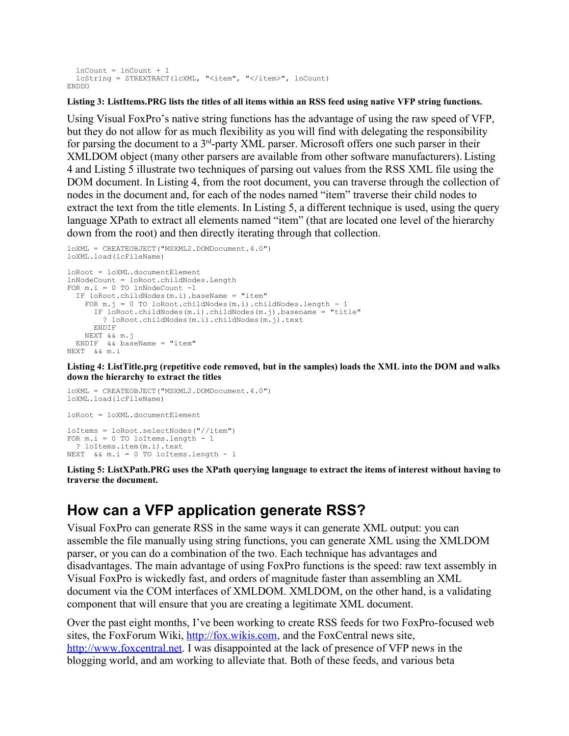```
  lnCount = lnCount + 1
  lcString = STREXTRACT(lcXML, "<item", "</item>", lnCount)
ENDDO
```

**Listing 3: ListItems.PRG lists the titles of all items within an RSS feed using native VFP string functions.**

Using Visual FoxPro's native string functions has the advantage of using the raw speed of VFP, but they do not allow for as much flexibility as you will find with delegating the responsibility for parsing the document to a 3rd-party XML parser. Microsoft offers one such parser in their XMLDOM object (many other parsers are available from other software manufacturers). Listing 4 and Listing 5 illustrate two techniques of parsing out values from the RSS XML file using the DOM document. In Listing 4, from the root document, you can traverse through the collection of nodes in the document and, for each of the nodes named "item" traverse their child nodes to extract the text from the title elements. In Listing 5, a different technique is used, using the query language XPath to extract all elements named "item" (that are located one level of the hierarchy down from the root) and then directly iterating through that collection.

```
loXML = CREATEOBJECT("MSXML2.DOMDocument.4.0")
loXML.load(lcFileName)

loRoot = loXML.documentElement
lnNodeCount = loRoot.childNodes.Length
FOR m.i = 0 TO lnNodeCount -1
  IF loRoot.childNodes(m.i).baseName = "item"
    FOR m.j = 0 TO loRoot.childNodes(m.i).childNodes.length - 1
      IF loRoot.childNodes(m.i).childNodes(m.j).basename = "title"
        ? loRoot.childNodes(m.i).childNodes(m.j).text
      ENDIF
    NEXT && m.j
  ENDIF  && baseName = "item"
NEXT  && m.i
```

**Listing 4: ListTitle.prg (repetitive code removed, but in the samples) loads the XML into the DOM and walks down the hierarchy to extract the titles**

```
loXML = CREATEOBJECT("MSXML2.DOMDocument.4.0")
loXML.load(lcFileName)

loRoot = loXML.documentElement

loItems = loRoot.selectNodes("//item")
FOR m.i = 0 TO loItems.length - 1
  ? loItems.item(m.i).text
NEXT  && m.i = 0 TO loItems.length - 1
```

**Listing 5: ListXPath.PRG uses the XPath querying language to extract the items of interest without having to traverse the document.**

## How can a VFP application generate RSS?

Visual FoxPro can generate RSS in the same ways it can generate XML output: you can assemble the file manually using string functions, you can generate XML using the XMLDOM parser, or you can do a combination of the two. Each technique has advantages and disadvantages. The main advantage of using FoxPro functions is the speed: raw text assembly in Visual FoxPro is wickedly fast, and orders of magnitude faster than assembling an XML document via the COM interfaces of XMLDOM. XMLDOM, on the other hand, is a validating component that will ensure that you are creating a legitimate XML document.

Over the past eight months, I've been working to create RSS feeds for two FoxPro-focused web sites, the FoxForum Wiki, http://fox.wikis.com, and the FoxCentral news site, http://www.foxcentral.net. I was disappointed at the lack of presence of VFP news in the blogging world, and am working to alleviate that. Both of these feeds, and various beta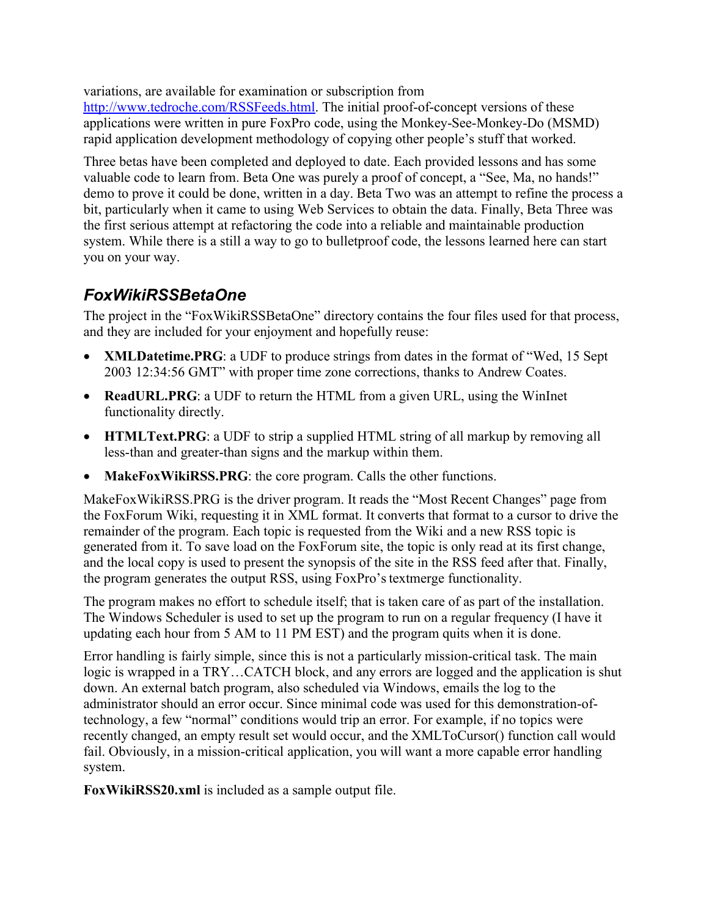variations, are available for examination or subscription from http://www.tedroche.com/RSSFeeds.html. The initial proof-of-concept versions of these applications were written in pure FoxPro code, using the Monkey-See-Monkey-Do (MSMD) rapid application development methodology of copying other people's stuff that worked.

Three betas have been completed and deployed to date. Each provided lessons and has some valuable code to learn from. Beta One was purely a proof of concept, a "See, Ma, no hands!" demo to prove it could be done, written in a day. Beta Two was an attempt to refine the process a bit, particularly when it came to using Web Services to obtain the data. Finally, Beta Three was the first serious attempt at refactoring the code into a reliable and maintainable production system. While there is a still a way to go to bulletproof code, the lessons learned here can start you on your way.

## *FoxWikiRSSBetaOne*

The project in the "FoxWikiRSSBetaOne" directory contains the four files used for that process, and they are included for your enjoyment and hopefully reuse:

- **XMLDatetime.PRG**: a UDF to produce strings from dates in the format of "Wed, 15 Sept 2003 12:34:56 GMT" with proper time zone corrections, thanks to Andrew Coates.
- **ReadURL.PRG**: a UDF to return the HTML from a given URL, using the WinInet functionality directly.
- **HTMLText.PRG**: a UDF to strip a supplied HTML string of all markup by removing all less-than and greater-than signs and the markup within them.
- **MakeFoxWikiRSS.PRG**: the core program. Calls the other functions.

MakeFoxWikiRSS.PRG is the driver program. It reads the "Most Recent Changes" page from the FoxForum Wiki, requesting it in XML format. It converts that format to a cursor to drive the remainder of the program. Each topic is requested from the Wiki and a new RSS topic is generated from it. To save load on the FoxForum site, the topic is only read at its first change, and the local copy is used to present the synopsis of the site in the RSS feed after that. Finally, the program generates the output RSS, using FoxPro's textmerge functionality.

The program makes no effort to schedule itself; that is taken care of as part of the installation. The Windows Scheduler is used to set up the program to run on a regular frequency (I have it updating each hour from 5 AM to 11 PM EST) and the program quits when it is done.

Error handling is fairly simple, since this is not a particularly mission-critical task. The main logic is wrapped in a TRY…CATCH block, and any errors are logged and the application is shut down. An external batch program, also scheduled via Windows, emails the log to the administrator should an error occur. Since minimal code was used for this demonstration-of-technology, a few "normal" conditions would trip an error. For example, if no topics were recently changed, an empty result set would occur, and the XMLToCursor() function call would fail. Obviously, in a mission-critical application, you will want a more capable error handling system.

**FoxWikiRSS20.xml** is included as a sample output file.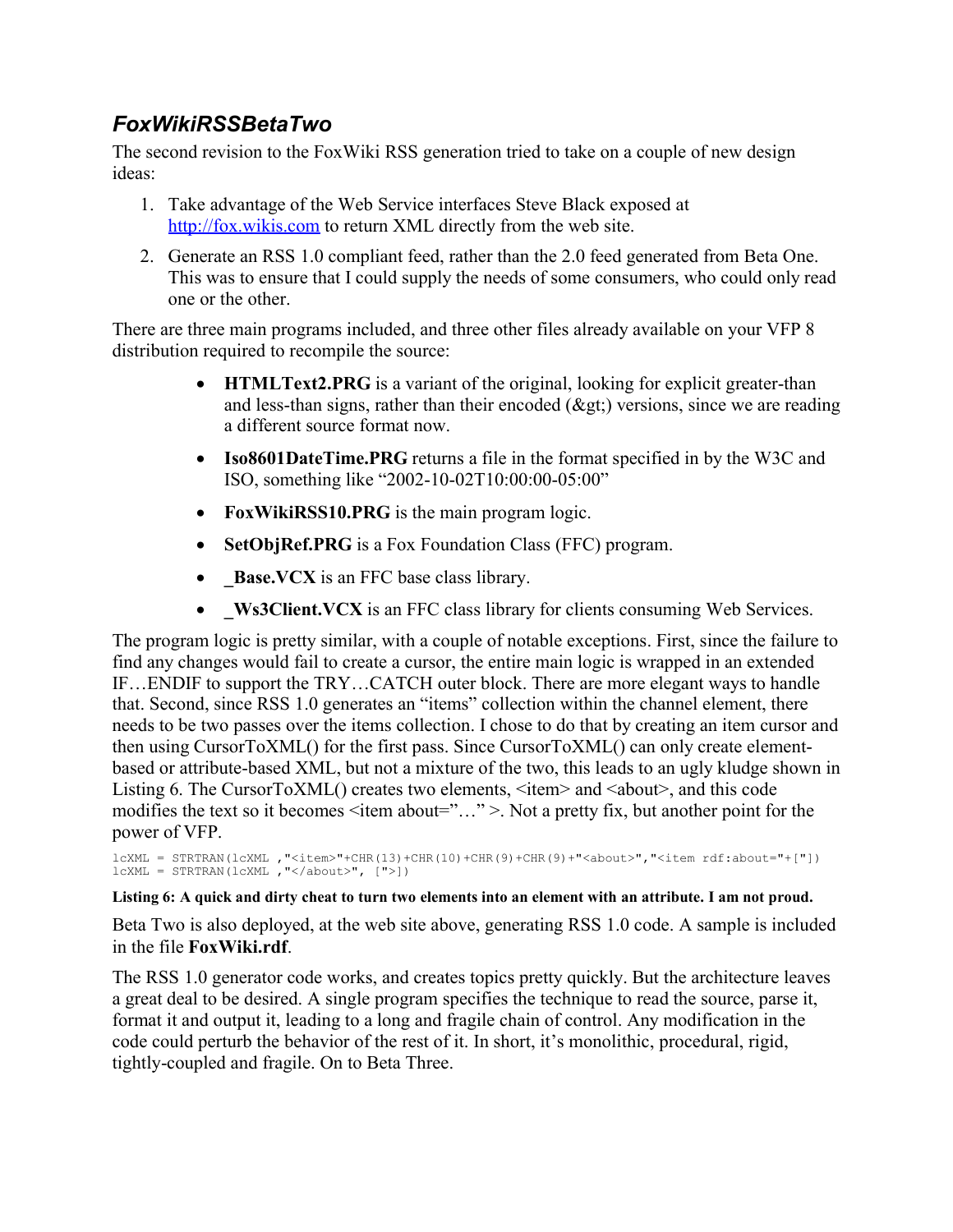### *FoxWikiRSSBetaTwo*

The second revision to the FoxWiki RSS generation tried to take on a couple of new design ideas:

1. Take advantage of the Web Service interfaces Steve Black exposed at [http://fox.wikis.com](http://fox.wikis.com) to return XML directly from the web site.
2. Generate an RSS 1.0 compliant feed, rather than the 2.0 feed generated from Beta One. This was to ensure that I could supply the needs of some consumers, who could only read one or the other.

There are three main programs included, and three other files already available on your VFP 8 distribution required to recompile the source:

- **HTMLText2.PRG** is a variant of the original, looking for explicit greater-than and less-than signs, rather than their encoded (&gt;) versions, since we are reading a different source format now.
- **Iso8601DateTime.PRG** returns a file in the format specified in by the W3C and ISO, something like "2002-10-02T10:00:00-05:00"
- **FoxWikiRSS10.PRG** is the main program logic.
- **SetObjRef.PRG** is a Fox Foundation Class (FFC) program.
- **_Base.VCX** is an FFC base class library.
- **_Ws3Client.VCX** is an FFC class library for clients consuming Web Services.

The program logic is pretty similar, with a couple of notable exceptions. First, since the failure to find any changes would fail to create a cursor, the entire main logic is wrapped in an extended IF…ENDIF to support the TRY…CATCH outer block. There are more elegant ways to handle that. Second, since RSS 1.0 generates an "items" collection within the channel element, there needs to be two passes over the items collection. I chose to do that by creating an item cursor and then using CursorToXML() for the first pass. Since CursorToXML() can only create element-based or attribute-based XML, but not a mixture of the two, this leads to an ugly kludge shown in Listing 6. The CursorToXML() creates two elements, <item> and <about>, and this code modifies the text so it becomes <item about="…" >. Not a pretty fix, but another point for the power of VFP.

```
lcXML = STRTRAN(lcXML ,"<item>"+CHR(13)+CHR(10)+CHR(9)+CHR(9)+"<about>","<item rdf:about="+["])
lcXML = STRTRAN(lcXML ,"</about>", [">])
```

**Listing 6: A quick and dirty cheat to turn two elements into an element with an attribute. I am not proud.**

Beta Two is also deployed, at the web site above, generating RSS 1.0 code. A sample is included in the file **FoxWiki.rdf**.

The RSS 1.0 generator code works, and creates topics pretty quickly. But the architecture leaves a great deal to be desired. A single program specifies the technique to read the source, parse it, format it and output it, leading to a long and fragile chain of control. Any modification in the code could perturb the behavior of the rest of it. In short, it's monolithic, procedural, rigid, tightly-coupled and fragile. On to Beta Three.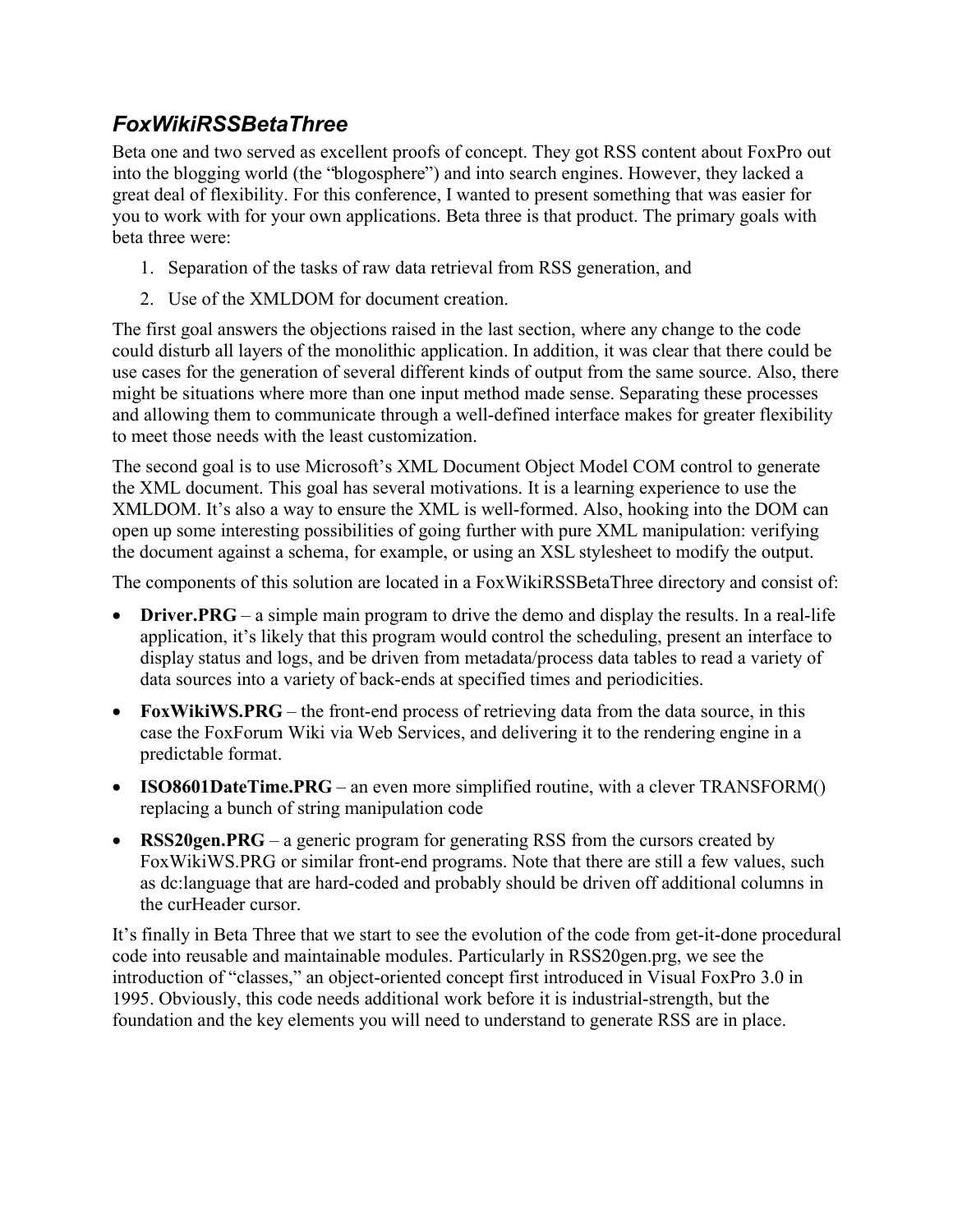## *FoxWikiRSSBetaThree*

Beta one and two served as excellent proofs of concept. They got RSS content about FoxPro out into the blogging world (the "blogosphere") and into search engines. However, they lacked a great deal of flexibility. For this conference, I wanted to present something that was easier for you to work with for your own applications. Beta three is that product. The primary goals with beta three were:

1. Separation of the tasks of raw data retrieval from RSS generation, and
2. Use of the XMLDOM for document creation.

The first goal answers the objections raised in the last section, where any change to the code could disturb all layers of the monolithic application. In addition, it was clear that there could be use cases for the generation of several different kinds of output from the same source. Also, there might be situations where more than one input method made sense. Separating these processes and allowing them to communicate through a well-defined interface makes for greater flexibility to meet those needs with the least customization.

The second goal is to use Microsoft's XML Document Object Model COM control to generate the XML document. This goal has several motivations. It is a learning experience to use the XMLDOM. It's also a way to ensure the XML is well-formed. Also, hooking into the DOM can open up some interesting possibilities of going further with pure XML manipulation: verifying the document against a schema, for example, or using an XSL stylesheet to modify the output.

The components of this solution are located in a FoxWikiRSSBetaThree directory and consist of:

- **Driver.PRG** – a simple main program to drive the demo and display the results. In a real-life application, it's likely that this program would control the scheduling, present an interface to display status and logs, and be driven from metadata/process data tables to read a variety of data sources into a variety of back-ends at specified times and periodicities.
- **FoxWikiWS.PRG** – the front-end process of retrieving data from the data source, in this case the FoxForum Wiki via Web Services, and delivering it to the rendering engine in a predictable format.
- **ISO8601DateTime.PRG** – an even more simplified routine, with a clever TRANSFORM() replacing a bunch of string manipulation code
- **RSS20gen.PRG** – a generic program for generating RSS from the cursors created by FoxWikiWS.PRG or similar front-end programs. Note that there are still a few values, such as dc:language that are hard-coded and probably should be driven off additional columns in the curHeader cursor.

It's finally in Beta Three that we start to see the evolution of the code from get-it-done procedural code into reusable and maintainable modules. Particularly in RSS20gen.prg, we see the introduction of "classes," an object-oriented concept first introduced in Visual FoxPro 3.0 in 1995. Obviously, this code needs additional work before it is industrial-strength, but the foundation and the key elements you will need to understand to generate RSS are in place.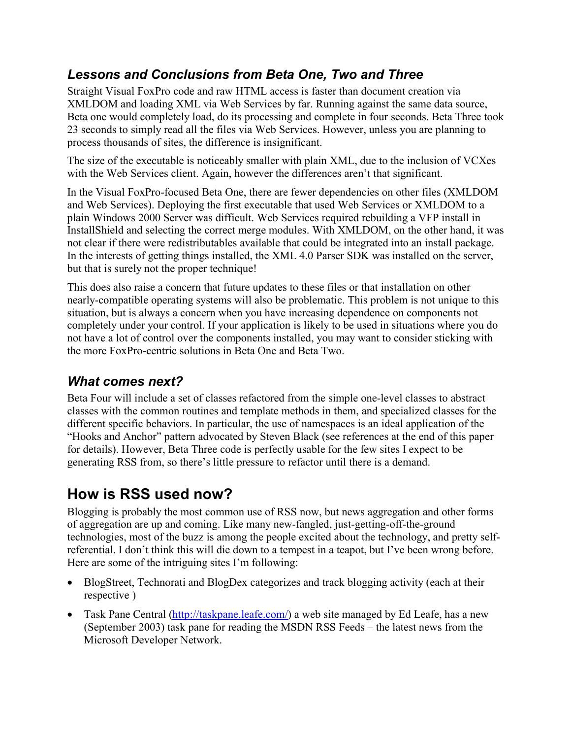### *Lessons and Conclusions from Beta One, Two and Three*

Straight Visual FoxPro code and raw HTML access is faster than document creation via XMLDOM and loading XML via Web Services by far. Running against the same data source, Beta one would completely load, do its processing and complete in four seconds. Beta Three took 23 seconds to simply read all the files via Web Services. However, unless you are planning to process thousands of sites, the difference is insignificant.

The size of the executable is noticeably smaller with plain XML, due to the inclusion of VCXes with the Web Services client. Again, however the differences aren't that significant.

In the Visual FoxPro-focused Beta One, there are fewer dependencies on other files (XMLDOM and Web Services). Deploying the first executable that used Web Services or XMLDOM to a plain Windows 2000 Server was difficult. Web Services required rebuilding a VFP install in InstallShield and selecting the correct merge modules. With XMLDOM, on the other hand, it was not clear if there were redistributables available that could be integrated into an install package. In the interests of getting things installed, the XML 4.0 Parser SDK was installed on the server, but that is surely not the proper technique!

This does also raise a concern that future updates to these files or that installation on other nearly-compatible operating systems will also be problematic. This problem is not unique to this situation, but is always a concern when you have increasing dependence on components not completely under your control. If your application is likely to be used in situations where you do not have a lot of control over the components installed, you may want to consider sticking with the more FoxPro-centric solutions in Beta One and Beta Two.

### *What comes next?*

Beta Four will include a set of classes refactored from the simple one-level classes to abstract classes with the common routines and template methods in them, and specialized classes for the different specific behaviors. In particular, the use of namespaces is an ideal application of the "Hooks and Anchor" pattern advocated by Steven Black (see references at the end of this paper for details). However, Beta Three code is perfectly usable for the few sites I expect to be generating RSS from, so there's little pressure to refactor until there is a demand.

## How is RSS used now?

Blogging is probably the most common use of RSS now, but news aggregation and other forms of aggregation are up and coming. Like many new-fangled, just-getting-off-the-ground technologies, most of the buzz is among the people excited about the technology, and pretty self-referential. I don't think this will die down to a tempest in a teapot, but I've been wrong before. Here are some of the intriguing sites I'm following:

- BlogStreet, Technorati and BlogDex categorizes and track blogging activity (each at their respective )
- Task Pane Central (http://taskpane.leafe.com/) a web site managed by Ed Leafe, has a new (September 2003) task pane for reading the MSDN RSS Feeds – the latest news from the Microsoft Developer Network.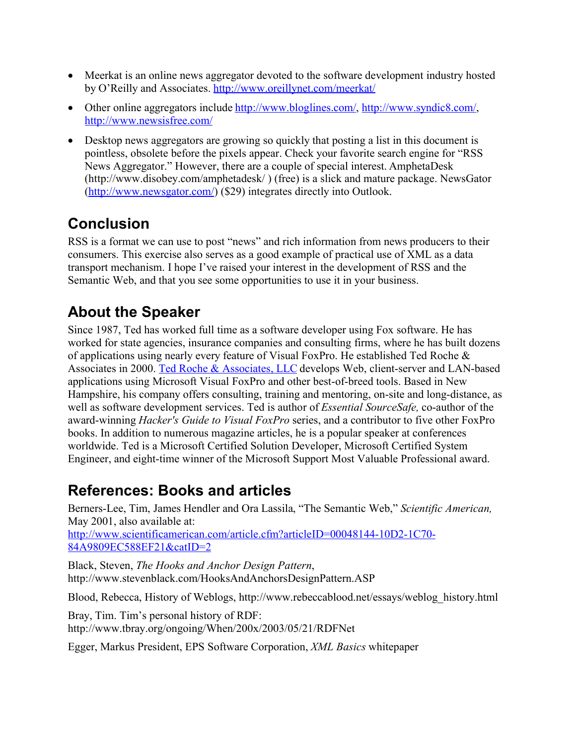- Meerkat is an online news aggregator devoted to the software development industry hosted by O'Reilly and Associates. [http://www.oreillynet.com/meerkat/](http://www.oreillynet.com/meerkat/)
- Other online aggregators include [http://www.bloglines.com/](http://www.bloglines.com/), [http://www.syndic8.com/](http://www.syndic8.com/), [http://www.newsisfree.com/](http://www.newsisfree.com/)
- Desktop news aggregators are growing so quickly that posting a list in this document is pointless, obsolete before the pixels appear. Check your favorite search engine for "RSS News Aggregator." However, there are a couple of special interest. AmphetaDesk (http://www.disobey.com/amphetadesk/ ) (free) is a slick and mature package. NewsGator ([http://www.newsgator.com/](http://www.newsgator.com/)) ($29) integrates directly into Outlook.

## Conclusion

RSS is a format we can use to post "news" and rich information from news producers to their consumers. This exercise also serves as a good example of practical use of XML as a data transport mechanism. I hope I've raised your interest in the development of RSS and the Semantic Web, and that you see some opportunities to use it in your business.

## About the Speaker

Since 1987, Ted has worked full time as a software developer using Fox software. He has worked for state agencies, insurance companies and consulting firms, where he has built dozens of applications using nearly every feature of Visual FoxPro. He established Ted Roche & Associates in 2000. Ted Roche & Associates, LLC develops Web, client-server and LAN-based applications using Microsoft Visual FoxPro and other best-of-breed tools. Based in New Hampshire, his company offers consulting, training and mentoring, on-site and long-distance, as well as software development services. Ted is author of *Essential SourceSafe,* co-author of the award-winning *Hacker's Guide to Visual FoxPro* series, and a contributor to five other FoxPro books. In addition to numerous magazine articles, he is a popular speaker at conferences worldwide. Ted is a Microsoft Certified Solution Developer, Microsoft Certified System Engineer, and eight-time winner of the Microsoft Support Most Valuable Professional award.

## References: Books and articles

Berners-Lee, Tim, James Hendler and Ora Lassila, "The Semantic Web," *Scientific American,* May 2001, also available at: [http://www.scientificamerican.com/article.cfm?articleID=00048144-10D2-1C70-84A9809EC588EF21&catID=2](http://www.scientificamerican.com/article.cfm?articleID=00048144-10D2-1C70-84A9809EC588EF21&catID=2)

Black, Steven, *The Hooks and Anchor Design Pattern*, http://www.stevenblack.com/HooksAndAnchorsDesignPattern.ASP

Blood, Rebecca, History of Weblogs, http://www.rebeccablood.net/essays/weblog_history.html

Bray, Tim. Tim's personal history of RDF: http://www.tbray.org/ongoing/When/200x/2003/05/21/RDFNet

Egger, Markus President, EPS Software Corporation, *XML Basics* whitepaper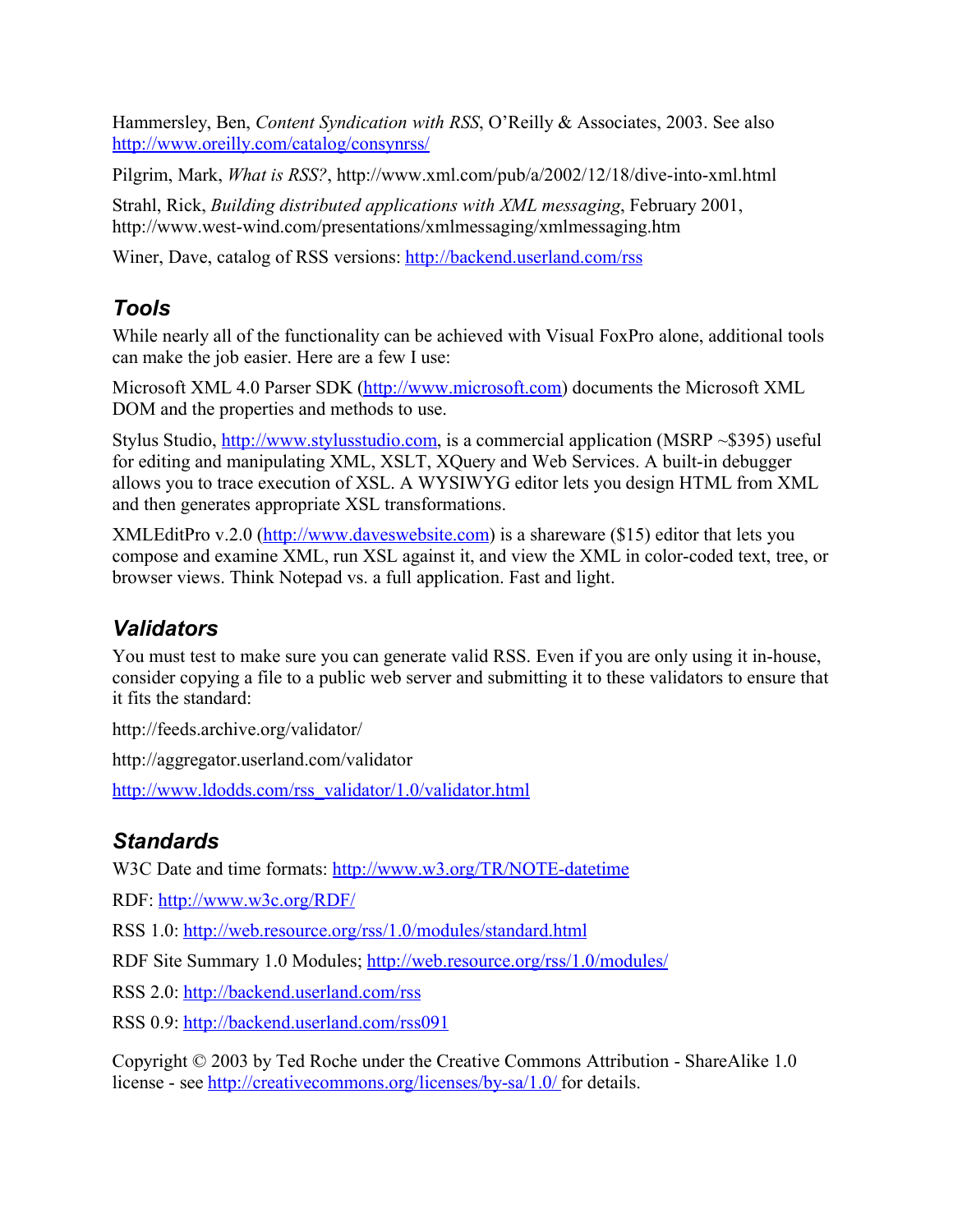Hammersley, Ben, *Content Syndication with RSS*, O'Reilly & Associates, 2003. See also http://www.oreilly.com/catalog/consynrss/

Pilgrim, Mark, *What is RSS?*, http://www.xml.com/pub/a/2002/12/18/dive-into-xml.html

Strahl, Rick, *Building distributed applications with XML messaging*, February 2001, http://www.west-wind.com/presentations/xmlmessaging/xmlmessaging.htm

Winer, Dave, catalog of RSS versions: http://backend.userland.com/rss

## Tools

While nearly all of the functionality can be achieved with Visual FoxPro alone, additional tools can make the job easier. Here are a few I use:

Microsoft XML 4.0 Parser SDK (http://www.microsoft.com) documents the Microsoft XML DOM and the properties and methods to use.

Stylus Studio, http://www.stylusstudio.com, is a commercial application (MSRP ~$395) useful for editing and manipulating XML, XSLT, XQuery and Web Services. A built-in debugger allows you to trace execution of XSL. A WYSIWYG editor lets you design HTML from XML and then generates appropriate XSL transformations.

XMLEditPro v.2.0 (http://www.daveswebsite.com) is a shareware ($15) editor that lets you compose and examine XML, run XSL against it, and view the XML in color-coded text, tree, or browser views. Think Notepad vs. a full application. Fast and light.

## Validators

You must test to make sure you can generate valid RSS. Even if you are only using it in-house, consider copying a file to a public web server and submitting it to these validators to ensure that it fits the standard:

http://feeds.archive.org/validator/

http://aggregator.userland.com/validator

http://www.ldodds.com/rss_validator/1.0/validator.html

## Standards

W3C Date and time formats: http://www.w3.org/TR/NOTE-datetime

RDF: http://www.w3c.org/RDF/

RSS 1.0: http://web.resource.org/rss/1.0/modules/standard.html

RDF Site Summary 1.0 Modules; http://web.resource.org/rss/1.0/modules/

RSS 2.0: http://backend.userland.com/rss

RSS 0.9: http://backend.userland.com/rss091

Copyright © 2003 by Ted Roche under the Creative Commons Attribution - ShareAlike 1.0 license - see http://creativecommons.org/licenses/by-sa/1.0/ for details.